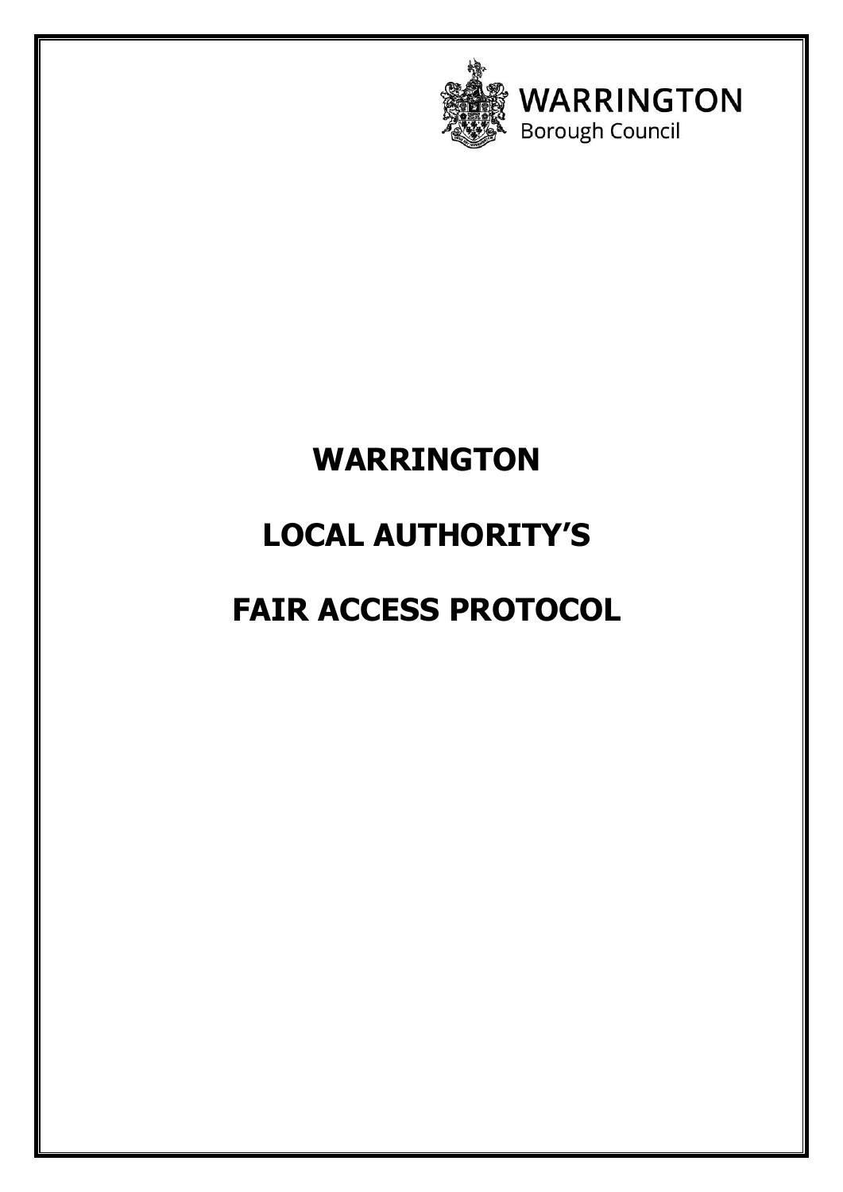WARRINGTON
Borough Council

# WARRINGTON

# LOCAL AUTHORITY'S

# FAIR ACCESS PROTOCOL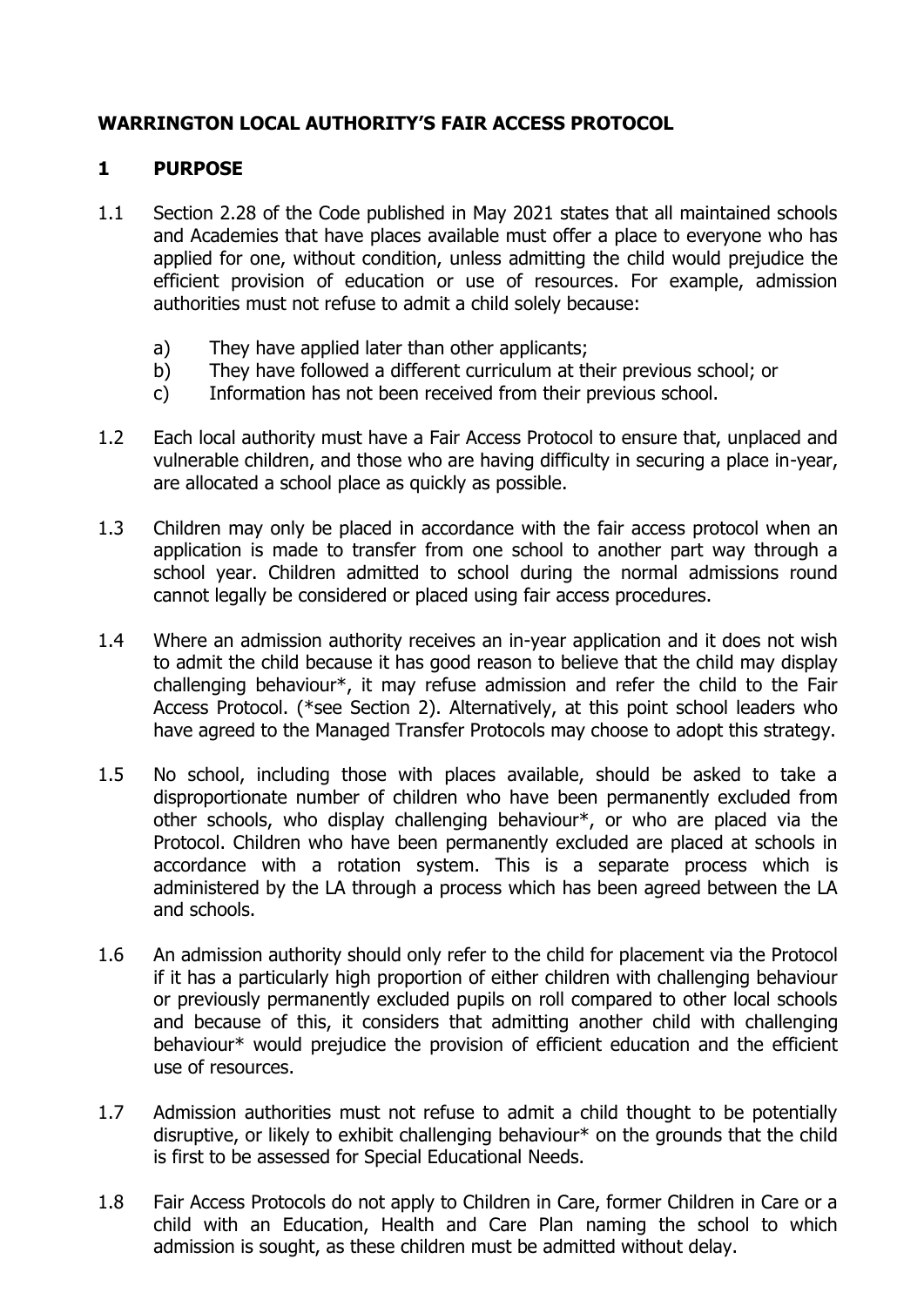## WARRINGTON LOCAL AUTHORITY'S FAIR ACCESS PROTOCOL

### 1 PURPOSE

1.1 Section 2.28 of the Code published in May 2021 states that all maintained schools and Academies that have places available must offer a place to everyone who has applied for one, without condition, unless admitting the child would prejudice the efficient provision of education or use of resources. For example, admission authorities must not refuse to admit a child solely because:

a) They have applied later than other applicants;
b) They have followed a different curriculum at their previous school; or
c) Information has not been received from their previous school.

1.2 Each local authority must have a Fair Access Protocol to ensure that, unplaced and vulnerable children, and those who are having difficulty in securing a place in-year, are allocated a school place as quickly as possible.

1.3 Children may only be placed in accordance with the fair access protocol when an application is made to transfer from one school to another part way through a school year. Children admitted to school during the normal admissions round cannot legally be considered or placed using fair access procedures.

1.4 Where an admission authority receives an in-year application and it does not wish to admit the child because it has good reason to believe that the child may display challenging behaviour*, it may refuse admission and refer the child to the Fair Access Protocol. (*see Section 2). Alternatively, at this point school leaders who have agreed to the Managed Transfer Protocols may choose to adopt this strategy.

1.5 No school, including those with places available, should be asked to take a disproportionate number of children who have been permanently excluded from other schools, who display challenging behaviour*, or who are placed via the Protocol. Children who have been permanently excluded are placed at schools in accordance with a rotation system. This is a separate process which is administered by the LA through a process which has been agreed between the LA and schools.

1.6 An admission authority should only refer to the child for placement via the Protocol if it has a particularly high proportion of either children with challenging behaviour or previously permanently excluded pupils on roll compared to other local schools and because of this, it considers that admitting another child with challenging behaviour* would prejudice the provision of efficient education and the efficient use of resources.

1.7 Admission authorities must not refuse to admit a child thought to be potentially disruptive, or likely to exhibit challenging behaviour* on the grounds that the child is first to be assessed for Special Educational Needs.

1.8 Fair Access Protocols do not apply to Children in Care, former Children in Care or a child with an Education, Health and Care Plan naming the school to which admission is sought, as these children must be admitted without delay.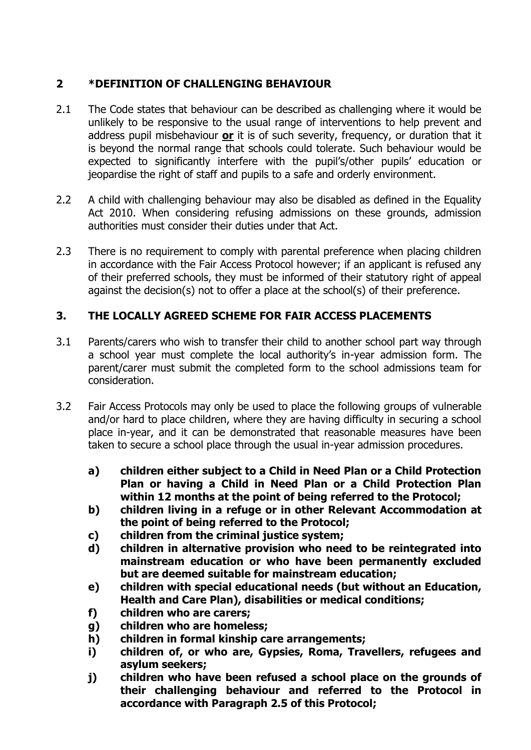## 2 *DEFINITION OF CHALLENGING BEHAVIOUR

2.1 The Code states that behaviour can be described as challenging where it would be unlikely to be responsive to the usual range of interventions to help prevent and address pupil misbehaviour **or** it is of such severity, frequency, or duration that it is beyond the normal range that schools could tolerate. Such behaviour would be expected to significantly interfere with the pupil's/other pupils' education or jeopardise the right of staff and pupils to a safe and orderly environment.

2.2 A child with challenging behaviour may also be disabled as defined in the Equality Act 2010. When considering refusing admissions on these grounds, admission authorities must consider their duties under that Act.

2.3 There is no requirement to comply with parental preference when placing children in accordance with the Fair Access Protocol however; if an applicant is refused any of their preferred schools, they must be informed of their statutory right of appeal against the decision(s) not to offer a place at the school(s) of their preference.

## 3. THE LOCALLY AGREED SCHEME FOR FAIR ACCESS PLACEMENTS

3.1 Parents/carers who wish to transfer their child to another school part way through a school year must complete the local authority's in-year admission form. The parent/carer must submit the completed form to the school admissions team for consideration.

3.2 Fair Access Protocols may only be used to place the following groups of vulnerable and/or hard to place children, where they are having difficulty in securing a school place in-year, and it can be demonstrated that reasonable measures have been taken to secure a school place through the usual in-year admission procedures.

**a) children either subject to a Child in Need Plan or a Child Protection Plan or having a Child in Need Plan or a Child Protection Plan within 12 months at the point of being referred to the Protocol;**

**b) children living in a refuge or in other Relevant Accommodation at the point of being referred to the Protocol;**

**c) children from the criminal justice system;**

**d) children in alternative provision who need to be reintegrated into mainstream education or who have been permanently excluded but are deemed suitable for mainstream education;**

**e) children with special educational needs (but without an Education, Health and Care Plan), disabilities or medical conditions;**

**f) children who are carers;**

**g) children who are homeless;**

**h) children in formal kinship care arrangements;**

**i) children of, or who are, Gypsies, Roma, Travellers, refugees and asylum seekers;**

**j) children who have been refused a school place on the grounds of their challenging behaviour and referred to the Protocol in accordance with Paragraph 2.5 of this Protocol;**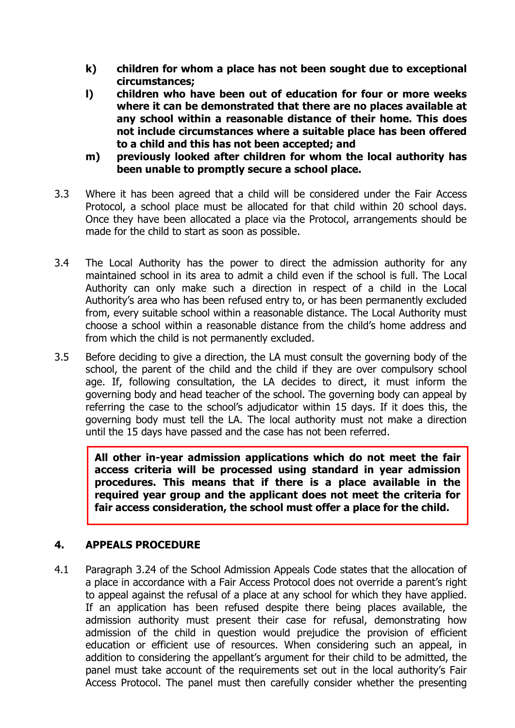**k) children for whom a place has not been sought due to exceptional circumstances;**

**l) children who have been out of education for four or more weeks where it can be demonstrated that there are no places available at any school within a reasonable distance of their home. This does not include circumstances where a suitable place has been offered to a child and this has not been accepted; and**

**m) previously looked after children for whom the local authority has been unable to promptly secure a school place.**

3.3 Where it has been agreed that a child will be considered under the Fair Access Protocol, a school place must be allocated for that child within 20 school days. Once they have been allocated a place via the Protocol, arrangements should be made for the child to start as soon as possible.

3.4 The Local Authority has the power to direct the admission authority for any maintained school in its area to admit a child even if the school is full. The Local Authority can only make such a direction in respect of a child in the Local Authority's area who has been refused entry to, or has been permanently excluded from, every suitable school within a reasonable distance. The Local Authority must choose a school within a reasonable distance from the child's home address and from which the child is not permanently excluded.

3.5 Before deciding to give a direction, the LA must consult the governing body of the school, the parent of the child and the child if they are over compulsory school age. If, following consultation, the LA decides to direct, it must inform the governing body and head teacher of the school. The governing body can appeal by referring the case to the school's adjudicator within 15 days. If it does this, the governing body must tell the LA. The local authority must not make a direction until the 15 days have passed and the case has not been referred.

**All other in-year admission applications which do not meet the fair access criteria will be processed using standard in year admission procedures. This means that if there is a place available in the required year group and the applicant does not meet the criteria for fair access consideration, the school must offer a place for the child.**

## 4. APPEALS PROCEDURE

4.1 Paragraph 3.24 of the School Admission Appeals Code states that the allocation of a place in accordance with a Fair Access Protocol does not override a parent's right to appeal against the refusal of a place at any school for which they have applied. If an application has been refused despite there being places available, the admission authority must present their case for refusal, demonstrating how admission of the child in question would prejudice the provision of efficient education or efficient use of resources. When considering such an appeal, in addition to considering the appellant's argument for their child to be admitted, the panel must take account of the requirements set out in the local authority's Fair Access Protocol. The panel must then carefully consider whether the presenting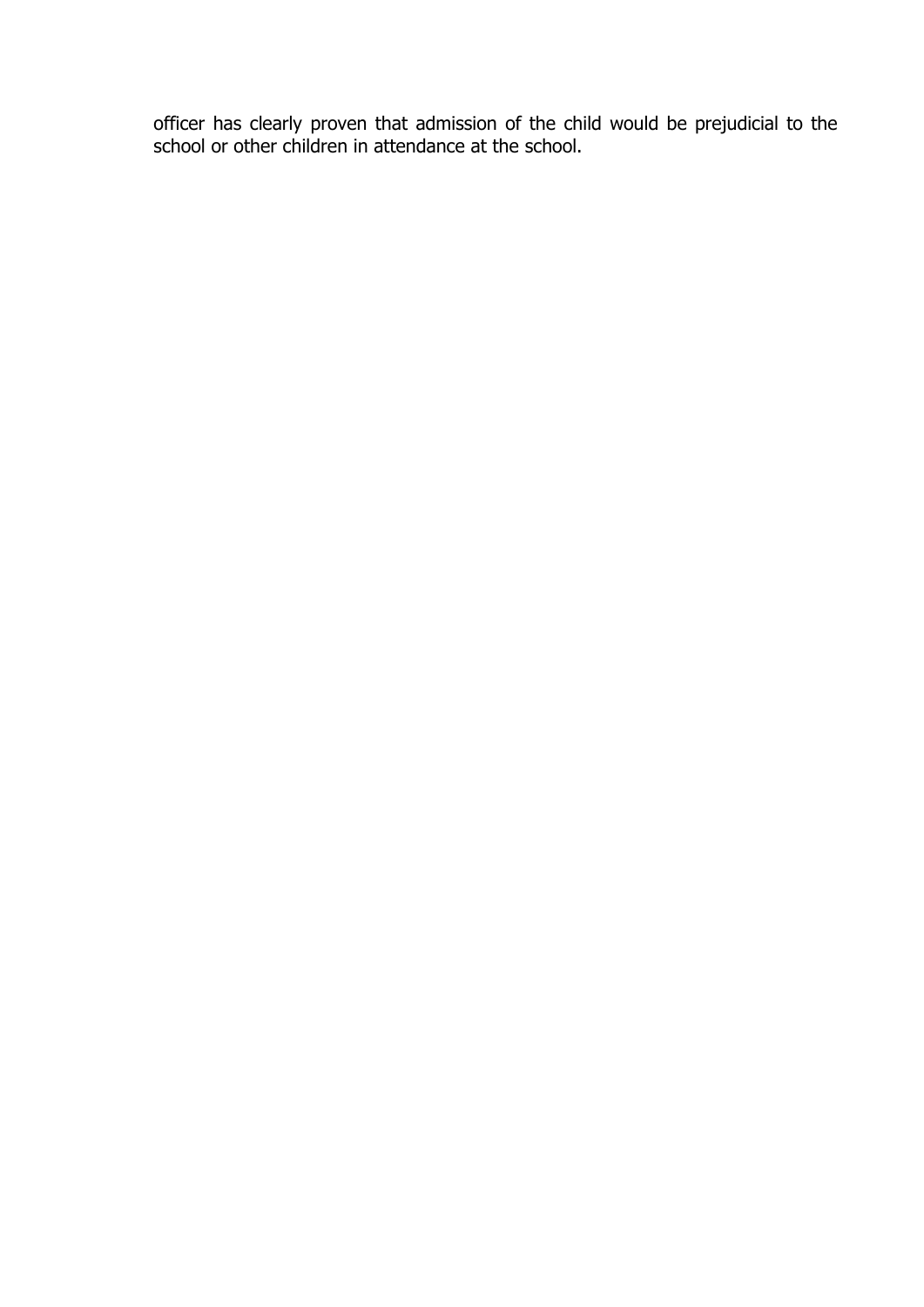officer has clearly proven that admission of the child would be prejudicial to the school or other children in attendance at the school.